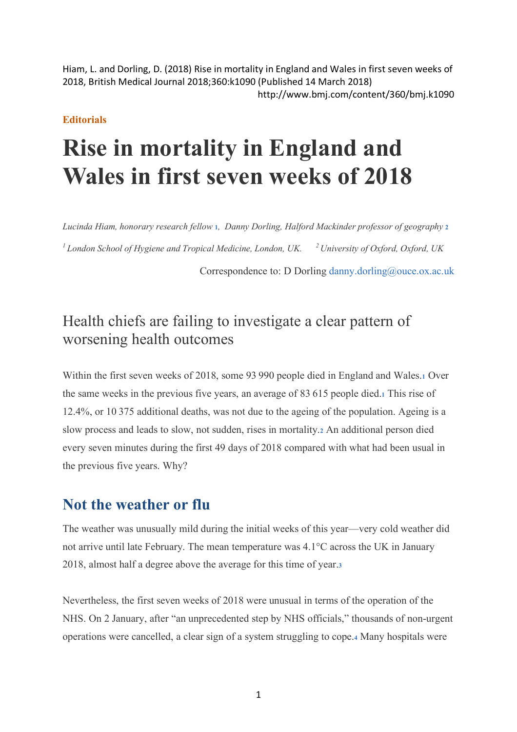Hiam, L. and Dorling, D. (2018) Rise in mortality in England and Wales in first seven weeks of 2018, British Medical Journal 2018;360:k1090 (Published 14 March 2018)
http://www.bmj.com/content/360/bmj.k1090

**Editorials**

# Rise in mortality in England and Wales in first seven weeks of 2018

*Lucinda Hiam, honorary research fellow* [1], *Danny Dorling, Halford Mackinder professor of geography* [2]

[1] *London School of Hygiene and Tropical Medicine, London, UK.* [2] *University of Oxford, Oxford, UK*

Correspondence to: D Dorling danny.dorling@ouce.ox.ac.uk

## Health chiefs are failing to investigate a clear pattern of worsening health outcomes

Within the first seven weeks of 2018, some 93 990 people died in England and Wales.[1] Over the same weeks in the previous five years, an average of 83 615 people died.[1] This rise of 12.4%, or 10 375 additional deaths, was not due to the ageing of the population. Ageing is a slow process and leads to slow, not sudden, rises in mortality.[2] An additional person died every seven minutes during the first 49 days of 2018 compared with what had been usual in the previous five years. Why?

## Not the weather or flu

The weather was unusually mild during the initial weeks of this year—very cold weather did not arrive until late February. The mean temperature was 4.1°C across the UK in January 2018, almost half a degree above the average for this time of year.[3]

Nevertheless, the first seven weeks of 2018 were unusual in terms of the operation of the NHS. On 2 January, after "an unprecedented step by NHS officials," thousands of non-urgent operations were cancelled, a clear sign of a system struggling to cope.[4] Many hospitals were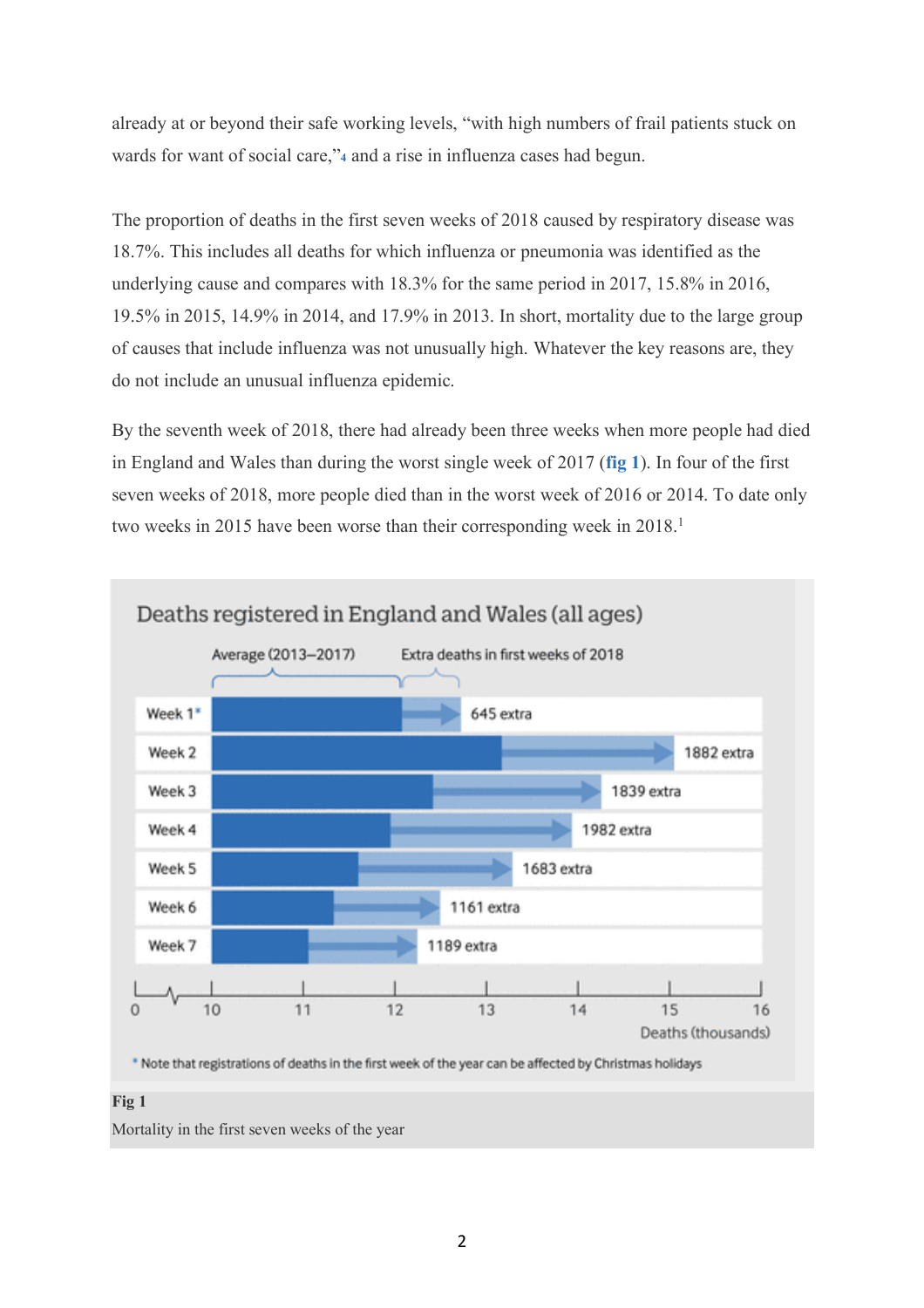already at or beyond their safe working levels, "with high numbers of frail patients stuck on wards for want of social care,"[4] and a rise in influenza cases had begun.

The proportion of deaths in the first seven weeks of 2018 caused by respiratory disease was 18.7%. This includes all deaths for which influenza or pneumonia was identified as the underlying cause and compares with 18.3% for the same period in 2017, 15.8% in 2016, 19.5% in 2015, 14.9% in 2014, and 17.9% in 2013. In short, mortality due to the large group of causes that include influenza was not unusually high. Whatever the key reasons are, they do not include an unusual influenza epidemic.

By the seventh week of 2018, there had already been three weeks when more people had died in England and Wales than during the worst single week of 2017 (**fig 1**). In four of the first seven weeks of 2018, more people died than in the worst week of 2016 or 2014. To date only two weeks in 2015 have been worse than their corresponding week in 2018.[1]

**Deaths registered in England and Wales (all ages)**

Average (2013–2017) / Extra deaths in first weeks of 2018

| Week | Extra deaths in first weeks of 2018 |
| --- | --- |
| Week 1* | 645 extra |
| Week 2 | 1882 extra |
| Week 3 | 1839 extra |
| Week 4 | 1982 extra |
| Week 5 | 1683 extra |
| Week 6 | 1161 extra |
| Week 7 | 1189 extra |

Deaths (thousands): 0, 10, 11, 12, 13, 14, 15, 16

* Note that registrations of deaths in the first week of the year can be affected by Christmas holidays

**Fig 1**

Mortality in the first seven weeks of the year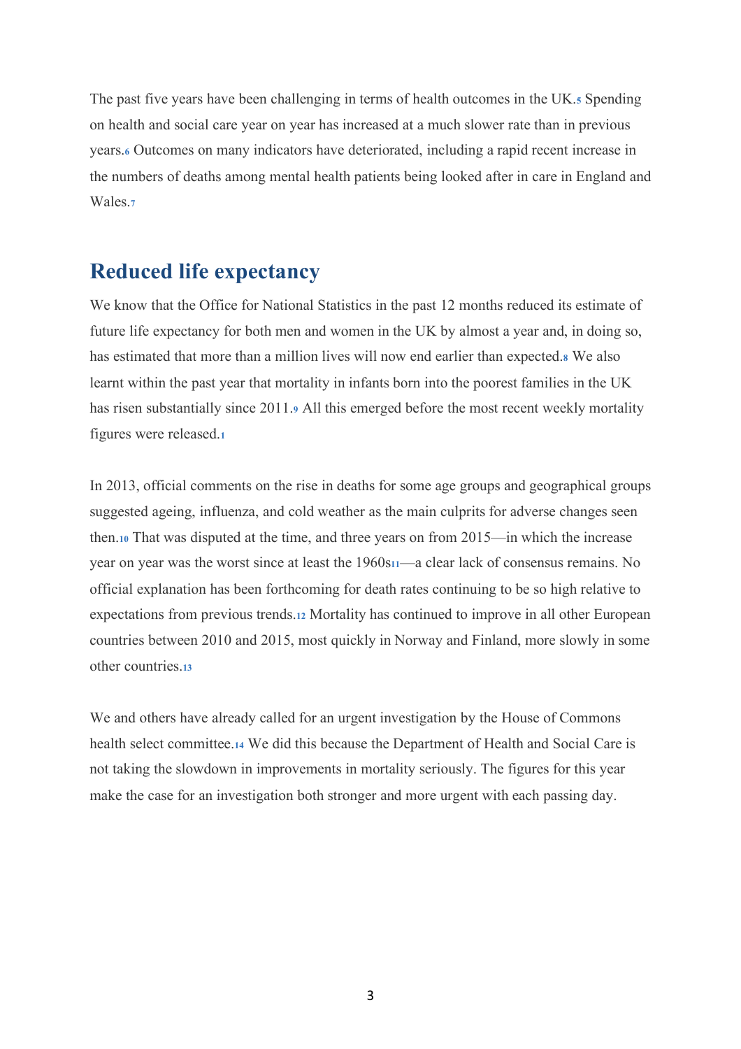The past five years have been challenging in terms of health outcomes in the UK.[5] Spending on health and social care year on year has increased at a much slower rate than in previous years.[6] Outcomes on many indicators have deteriorated, including a rapid recent increase in the numbers of deaths among mental health patients being looked after in care in England and Wales.[7]

## Reduced life expectancy

We know that the Office for National Statistics in the past 12 months reduced its estimate of future life expectancy for both men and women in the UK by almost a year and, in doing so, has estimated that more than a million lives will now end earlier than expected.[8] We also learnt within the past year that mortality in infants born into the poorest families in the UK has risen substantially since 2011.[9] All this emerged before the most recent weekly mortality figures were released.[1]

In 2013, official comments on the rise in deaths for some age groups and geographical groups suggested ageing, influenza, and cold weather as the main culprits for adverse changes seen then.[10] That was disputed at the time, and three years on from 2015—in which the increase year on year was the worst since at least the 1960s[11]—a clear lack of consensus remains. No official explanation has been forthcoming for death rates continuing to be so high relative to expectations from previous trends.[12] Mortality has continued to improve in all other European countries between 2010 and 2015, most quickly in Norway and Finland, more slowly in some other countries.[13]

We and others have already called for an urgent investigation by the House of Commons health select committee.[14] We did this because the Department of Health and Social Care is not taking the slowdown in improvements in mortality seriously. The figures for this year make the case for an investigation both stronger and more urgent with each passing day.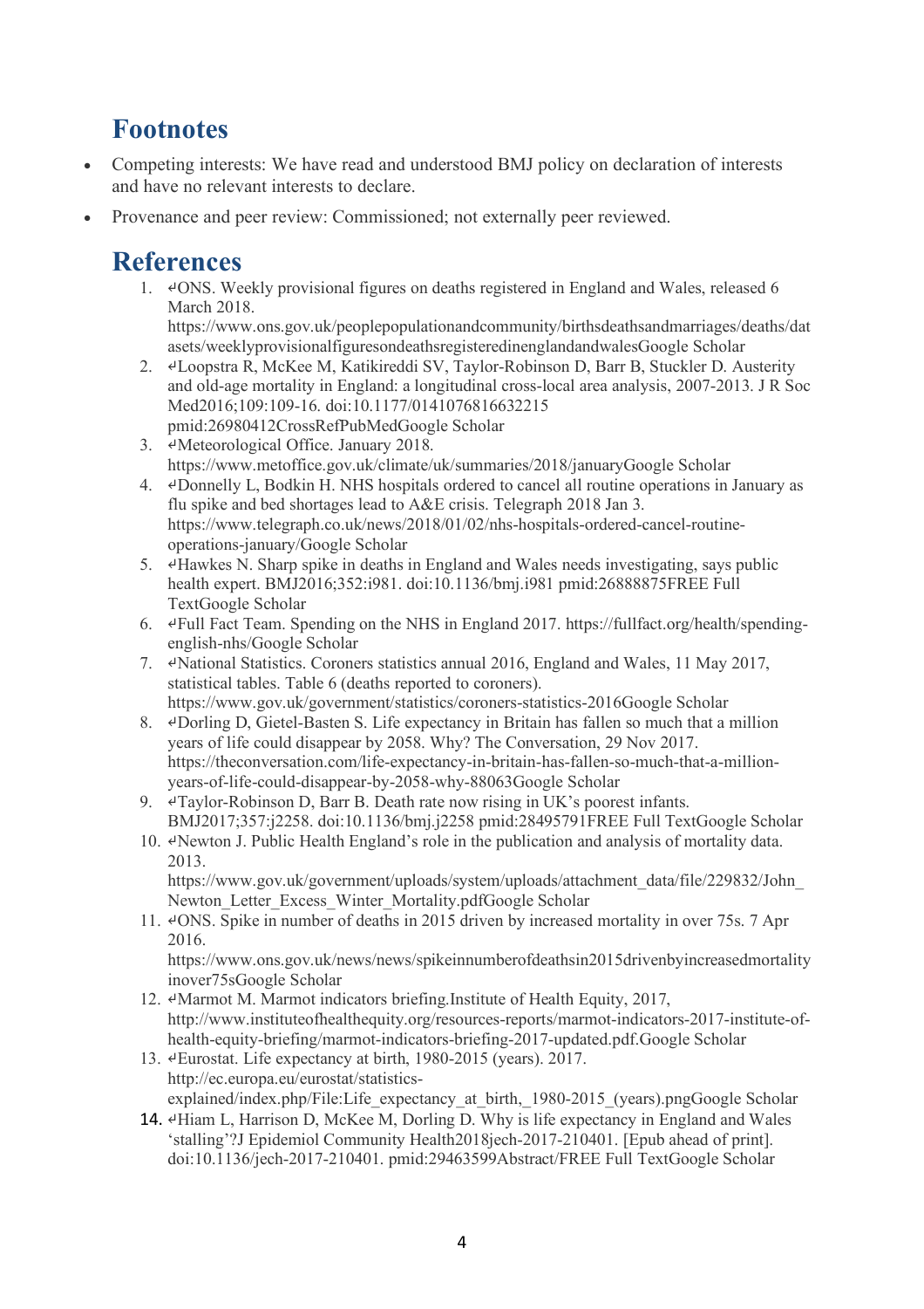## Footnotes

- Competing interests: We have read and understood BMJ policy on declaration of interests and have no relevant interests to declare.
- Provenance and peer review: Commissioned; not externally peer reviewed.

## References

1. ↵ONS. Weekly provisional figures on deaths registered in England and Wales, released 6 March 2018. https://www.ons.gov.uk/peoplepopulationandcommunity/birthsdeathsandmarriages/deaths/datasets/weeklyprovisionalfiguresondeathsregisteredinenglandandwalesGoogle Scholar
2. ↵Loopstra R, McKee M, Katikireddi SV, Taylor-Robinson D, Barr B, Stuckler D. Austerity and old-age mortality in England: a longitudinal cross-local area analysis, 2007-2013. J R Soc Med2016;109:109-16. doi:10.1177/0141076816632215 pmid:26980412CrossRefPubMedGoogle Scholar
3. ↵Meteorological Office. January 2018. https://www.metoffice.gov.uk/climate/uk/summaries/2018/januaryGoogle Scholar
4. ↵Donnelly L, Bodkin H. NHS hospitals ordered to cancel all routine operations in January as flu spike and bed shortages lead to A&E crisis. Telegraph 2018 Jan 3. https://www.telegraph.co.uk/news/2018/01/02/nhs-hospitals-ordered-cancel-routine-operations-january/Google Scholar
5. ↵Hawkes N. Sharp spike in deaths in England and Wales needs investigating, says public health expert. BMJ2016;352:i981. doi:10.1136/bmj.i981 pmid:26888875FREE Full TextGoogle Scholar
6. ↵Full Fact Team. Spending on the NHS in England 2017. https://fullfact.org/health/spending-english-nhs/Google Scholar
7. ↵National Statistics. Coroners statistics annual 2016, England and Wales, 11 May 2017, statistical tables. Table 6 (deaths reported to coroners). https://www.gov.uk/government/statistics/coroners-statistics-2016Google Scholar
8. ↵Dorling D, Gietel-Basten S. Life expectancy in Britain has fallen so much that a million years of life could disappear by 2058. Why? The Conversation, 29 Nov 2017. https://theconversation.com/life-expectancy-in-britain-has-fallen-so-much-that-a-million-years-of-life-could-disappear-by-2058-why-88063Google Scholar
9. ↵Taylor-Robinson D, Barr B. Death rate now rising in UK's poorest infants. BMJ2017;357:j2258. doi:10.1136/bmj.j2258 pmid:28495791FREE Full TextGoogle Scholar
10. ↵Newton J. Public Health England's role in the publication and analysis of mortality data. 2013. https://www.gov.uk/government/uploads/system/uploads/attachment_data/file/229832/John_Newton_Letter_Excess_Winter_Mortality.pdfGoogle Scholar
11. ↵ONS. Spike in number of deaths in 2015 driven by increased mortality in over 75s. 7 Apr 2016. https://www.ons.gov.uk/news/news/spikeinnumberofdeathsin2015drivenbyincreasedmortalityinover75sGoogle Scholar
12. ↵Marmot M. Marmot indicators briefing.Institute of Health Equity, 2017, http://www.instituteofhealthequity.org/resources-reports/marmot-indicators-2017-institute-of-health-equity-briefing/marmot-indicators-briefing-2017-updated.pdf.Google Scholar
13. ↵Eurostat. Life expectancy at birth, 1980-2015 (years). 2017. http://ec.europa.eu/eurostat/statistics-explained/index.php/File:Life_expectancy_at_birth,_1980-2015_(years).pngGoogle Scholar
14. ↵Hiam L, Harrison D, McKee M, Dorling D. Why is life expectancy in England and Wales 'stalling'?J Epidemiol Community Health2018jech-2017-210401. [Epub ahead of print]. doi:10.1136/jech-2017-210401. pmid:29463599Abstract/FREE Full TextGoogle Scholar